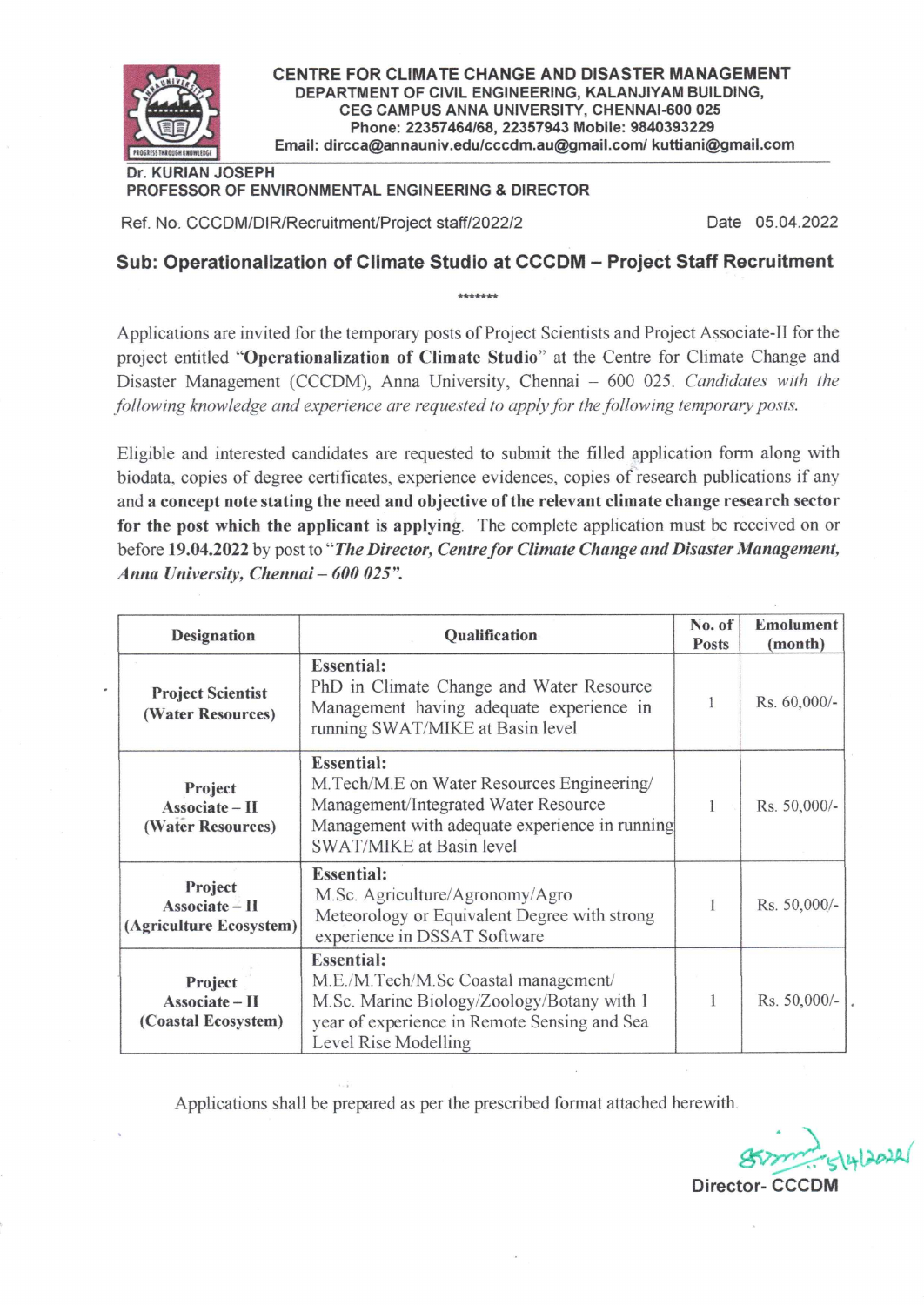**CENTRE FOR CLIMATE CHANGE AND DISASTER MANAGEMENT**
**DEPARTMENT OF CIVIL ENGINEERING, KALANJIYAM BUILDING,**
**CEG CAMPUS ANNA UNIVERSITY, CHENNAI-600 025**
**Phone: 22357464/68, 22357943 Mobile: 9840393229**
**Email: dircca@annauniv.edu/cccdm.au@gmail.com/ kuttiani@gmail.com**

**Dr. KURIAN JOSEPH**
**PROFESSOR OF ENVIRONMENTAL ENGINEERING & DIRECTOR**

Ref. No. CCCDM/DIR/Recruitment/Project staff/2022/2 — Date 05.04.2022

## Sub: Operationalization of Climate Studio at CCCDM – Project Staff Recruitment

*******

Applications are invited for the temporary posts of Project Scientists and Project Associate-II for the project entitled "**Operationalization of Climate Studio**" at the Centre for Climate Change and Disaster Management (CCCDM), Anna University, Chennai – 600 025. *Candidates with the following knowledge and experience are requested to apply for the following temporary posts.*

Eligible and interested candidates are requested to submit the filled application form along with biodata, copies of degree certificates, experience evidences, copies of research publications if any and **a concept note stating the need and objective of the relevant climate change research sector for the post which the applicant is applying**. The complete application must be received on or before **19.04.2022** by post to "***The Director, Centre for Climate Change and Disaster Management, Anna University, Chennai – 600 025".***

| Designation | Qualification | No. of Posts | Emolument (month) |
|---|---|---|---|
| **Project Scientist (Water Resources)** | **Essential:** PhD in Climate Change and Water Resource Management having adequate experience in running SWAT/MIKE at Basin level | 1 | Rs. 60,000/- |
| **Project Associate – II (Water Resources)** | **Essential:** M.Tech/M.E on Water Resources Engineering/ Management/Integrated Water Resource Management with adequate experience in running SWAT/MIKE at Basin level | 1 | Rs. 50,000/- |
| **Project Associate – II (Agriculture Ecosystem)** | **Essential:** M.Sc. Agriculture/Agronomy/Agro Meteorology or Equivalent Degree with strong experience in DSSAT Software | 1 | Rs. 50,000/- |
| **Project Associate – II (Coastal Ecosystem)** | **Essential:** M.E./M.Tech/M.Sc Coastal management/ M.Sc. Marine Biology/Zoology/Botany with 1 year of experience in Remote Sensing and Sea Level Rise Modelling | 1 | Rs. 50,000/- |

Applications shall be prepared as per the prescribed format attached herewith.

5/4/2022

**Director- CCCDM**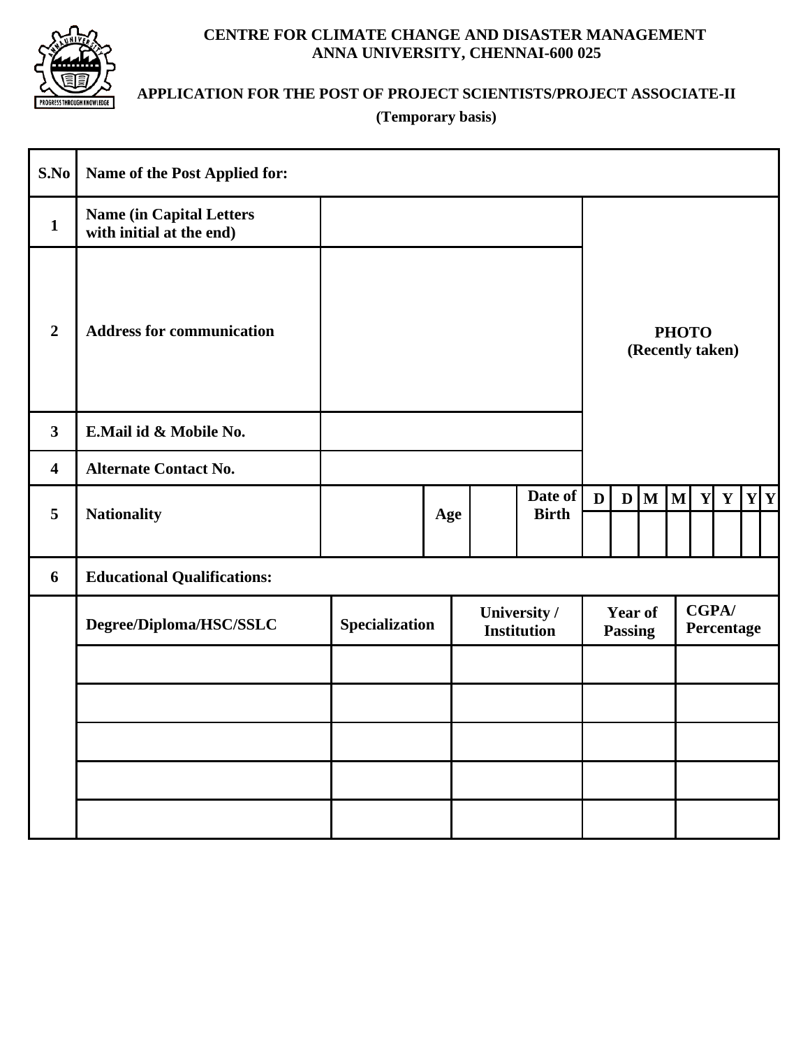**CENTRE FOR CLIMATE CHANGE AND DISASTER MANAGEMENT**
**ANNA UNIVERSITY, CHENNAI-600 025**

**APPLICATION FOR THE POST OF PROJECT SCIENTISTS/PROJECT ASSOCIATE-II**
**(Temporary basis)**

| S.No | Name of the Post Applied for: | | | | | |
|---|---|---|---|---|---|---|
| 1 | Name (in Capital Letters with initial at the end) | | | | | PHOTO (Recently taken) |
| 2 | Address for communication | | | | | |
| 3 | E.Mail id & Mobile No. | | | | | |
| 4 | Alternate Contact No. | | | | | |
| 5 | Nationality | | Age | | Date of Birth | D D M M Y Y Y Y |

| 6 | Educational Qualifications: | | | | |
|---|---|---|---|---|---|
| | Degree/Diploma/HSC/SSLC | Specialization | University / Institution | Year of Passing | CGPA/ Percentage |
| | | | | | |
| | | | | | |
| | | | | | |
| | | | | | |
| | | | | | |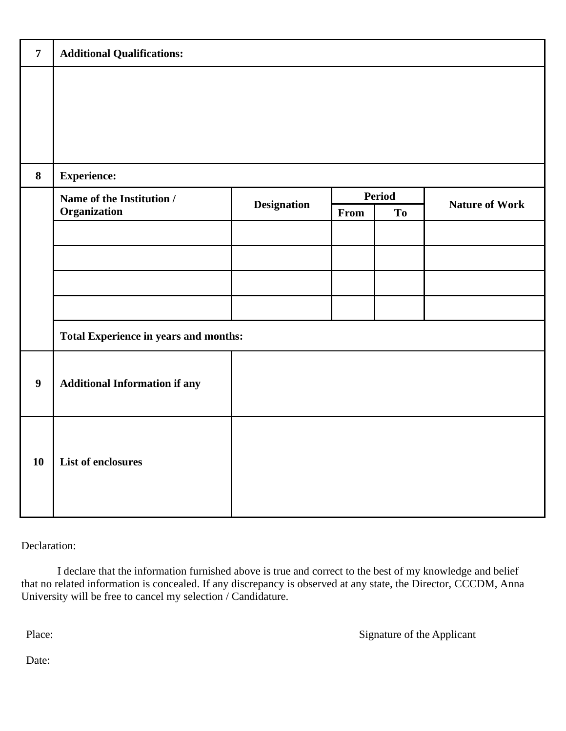| 7 | **Additional Qualifications:** | | | | |
|---|---|---|---|---|---|
| | | | | | |
| **8** | **Experience:** | | | | |
| | **Name of the Institution / Organization** | **Designation** | **Period** | | **Nature of Work** |
| | | | **From** | **To** | |
| | | | | | |
| | | | | | |
| | | | | | |
| | | | | | |
| | **Total Experience in years and months:** | | | | |
| **9** | **Additional Information if any** | | | | |
| **10** | **List of enclosures** | | | | |

Declaration:

I declare that the information furnished above is true and correct to the best of my knowledge and belief that no related information is concealed. If any discrepancy is observed at any state, the Director, CCCDM, Anna University will be free to cancel my selection / Candidature.

Place: Signature of the Applicant

Date: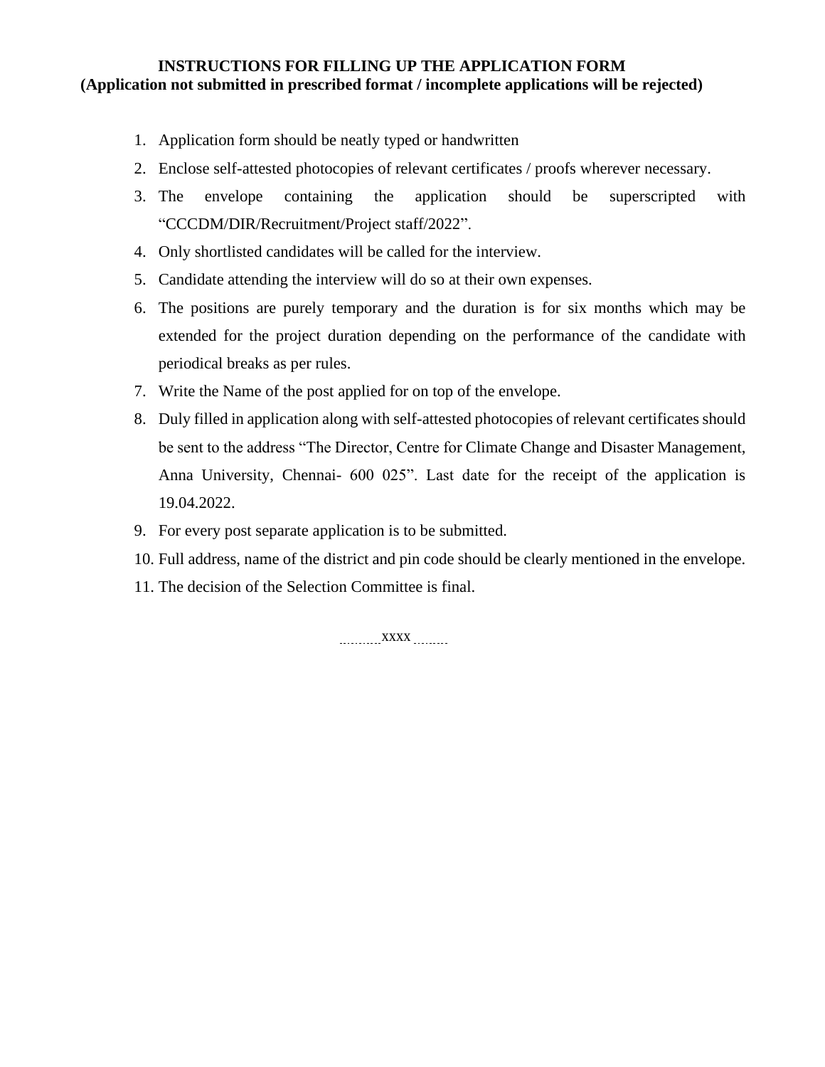**INSTRUCTIONS FOR FILLING UP THE APPLICATION FORM**

**(Application not submitted in prescribed format / incomplete applications will be rejected)**

1. Application form should be neatly typed or handwritten
2. Enclose self-attested photocopies of relevant certificates / proofs wherever necessary.
3. The envelope containing the application should be superscripted with "CCCDM/DIR/Recruitment/Project staff/2022".
4. Only shortlisted candidates will be called for the interview.
5. Candidate attending the interview will do so at their own expenses.
6. The positions are purely temporary and the duration is for six months which may be extended for the project duration depending on the performance of the candidate with periodical breaks as per rules.
7. Write the Name of the post applied for on top of the envelope.
8. Duly filled in application along with self-attested photocopies of relevant certificates should be sent to the address "The Director, Centre for Climate Change and Disaster Management, Anna University, Chennai- 600 025". Last date for the receipt of the application is 19.04.2022.
9. For every post separate application is to be submitted.
10. Full address, name of the district and pin code should be clearly mentioned in the envelope.
11. The decision of the Selection Committee is final.

xxxx